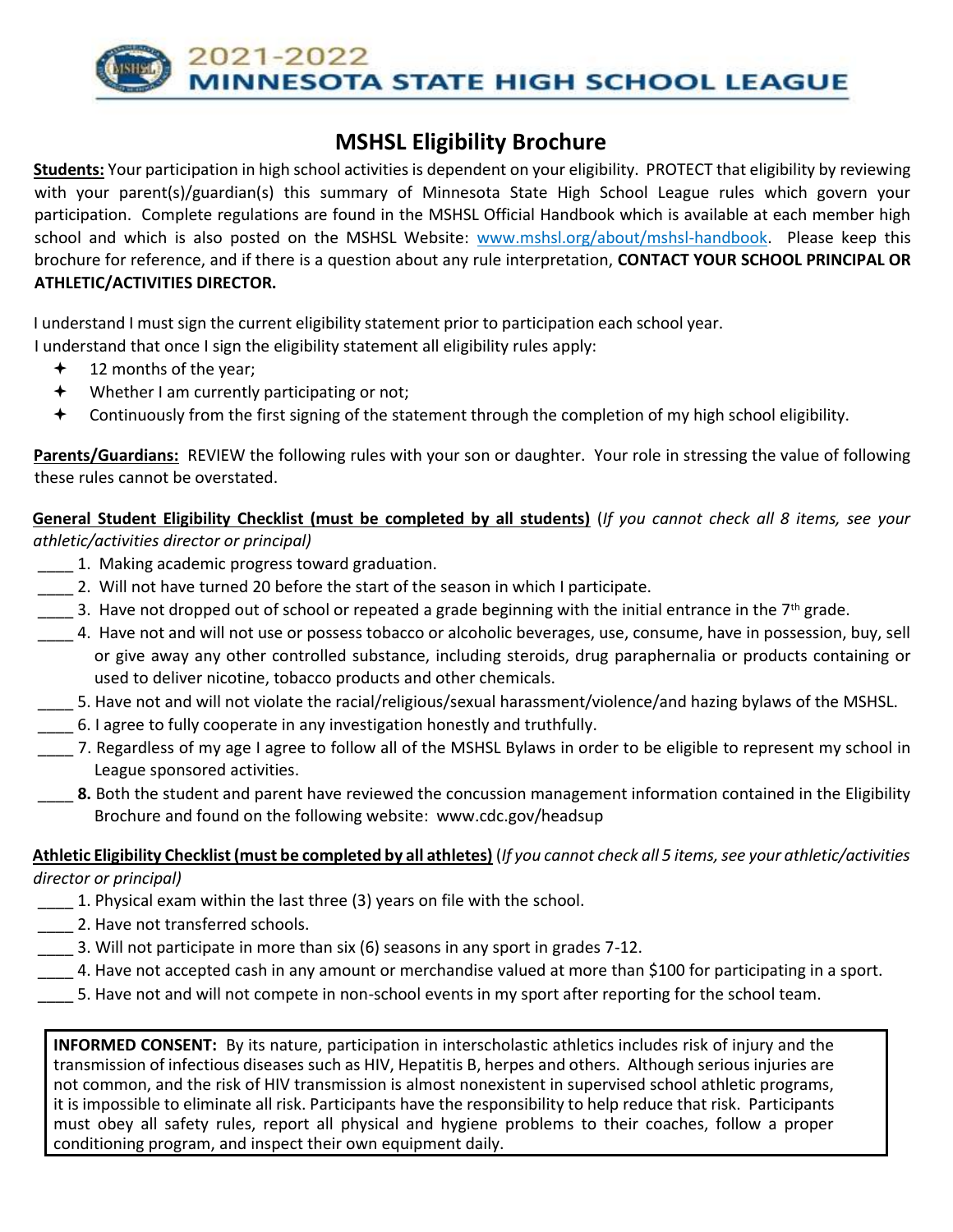# 2021-2022 MINNESOTA STATE HIGH SCHOOL LEAGUE

## MSHSL Eligibility Brochure

**Students:** Your participation in high school activities is dependent on your eligibility. PROTECT that eligibility by reviewing with your parent(s)/guardian(s) this summary of Minnesota State High School League rules which govern your participation. Complete regulations are found in the MSHSL Official Handbook which is available at each member high school and which is also posted on the MSHSL Website: www.mshsl.org/about/mshsl-handbook. Please keep this brochure for reference, and if there is a question about any rule interpretation, **CONTACT YOUR SCHOOL PRINCIPAL OR ATHLETIC/ACTIVITIES DIRECTOR.**

I understand I must sign the current eligibility statement prior to participation each school year.
I understand that once I sign the eligibility statement all eligibility rules apply:

- 12 months of the year;
- Whether I am currently participating or not;
- Continuously from the first signing of the statement through the completion of my high school eligibility.

**Parents/Guardians:** REVIEW the following rules with your son or daughter. Your role in stressing the value of following these rules cannot be overstated.

**General Student Eligibility Checklist (must be completed by all students)** (*If you cannot check all 8 items, see your athletic/activities director or principal)*

\_\_\_\_ 1. Making academic progress toward graduation.
\_\_\_\_ 2. Will not have turned 20 before the start of the season in which I participate.
\_\_\_\_ 3. Have not dropped out of school or repeated a grade beginning with the initial entrance in the 7th grade.
\_\_\_\_ 4. Have not and will not use or possess tobacco or alcoholic beverages, use, consume, have in possession, buy, sell or give away any other controlled substance, including steroids, drug paraphernalia or products containing or used to deliver nicotine, tobacco products and other chemicals.
\_\_\_\_ 5. Have not and will not violate the racial/religious/sexual harassment/violence/and hazing bylaws of the MSHSL.
\_\_\_\_ 6. I agree to fully cooperate in any investigation honestly and truthfully.
\_\_\_\_ 7. Regardless of my age I agree to follow all of the MSHSL Bylaws in order to be eligible to represent my school in League sponsored activities.
\_\_\_\_ **8.** Both the student and parent have reviewed the concussion management information contained in the Eligibility Brochure and found on the following website: www.cdc.gov/headsup

**Athletic Eligibility Checklist (must be completed by all athletes)** (*If you cannot check all 5 items, see your athletic/activities director or principal)*

\_\_\_\_ 1. Physical exam within the last three (3) years on file with the school.
\_\_\_\_ 2. Have not transferred schools.
\_\_\_\_ 3. Will not participate in more than six (6) seasons in any sport in grades 7-12.
\_\_\_\_ 4. Have not accepted cash in any amount or merchandise valued at more than $100 for participating in a sport.
\_\_\_\_ 5. Have not and will not compete in non-school events in my sport after reporting for the school team.

**INFORMED CONSENT:** By its nature, participation in interscholastic athletics includes risk of injury and the transmission of infectious diseases such as HIV, Hepatitis B, herpes and others. Although serious injuries are not common, and the risk of HIV transmission is almost nonexistent in supervised school athletic programs, it is impossible to eliminate all risk. Participants have the responsibility to help reduce that risk. Participants must obey all safety rules, report all physical and hygiene problems to their coaches, follow a proper conditioning program, and inspect their own equipment daily.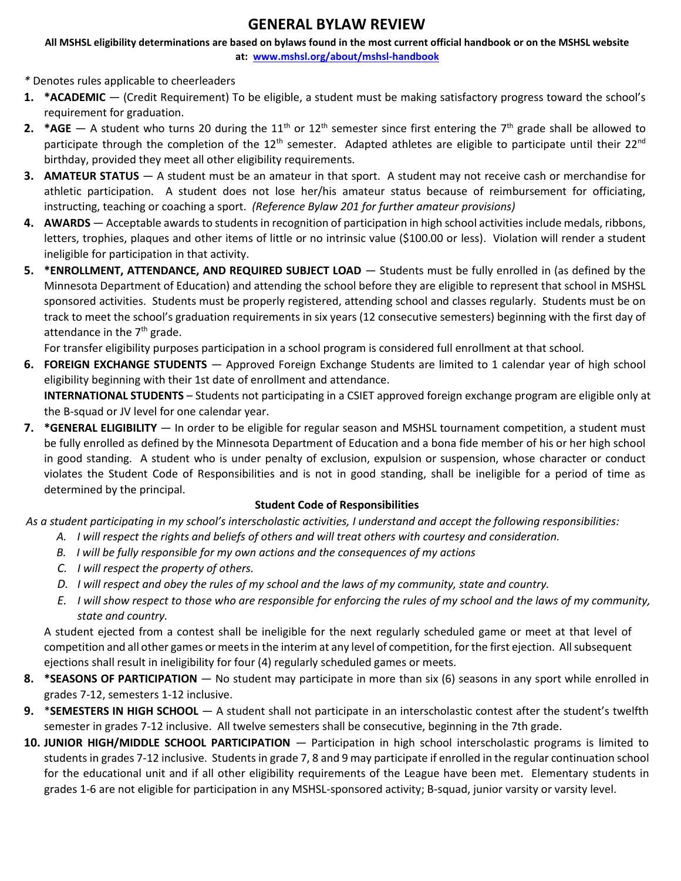# GENERAL BYLAW REVIEW

**All MSHSL eligibility determinations are based on bylaws found in the most current official handbook or on the MSHSL website at: www.mshsl.org/about/mshsl-handbook**

*\* Denotes rules applicable to cheerleaders*

1. **\*ACADEMIC** — (Credit Requirement) To be eligible, a student must be making satisfactory progress toward the school's requirement for graduation.
2. **\*AGE** — A student who turns 20 during the 11th or 12th semester since first entering the 7th grade shall be allowed to participate through the completion of the 12th semester. Adapted athletes are eligible to participate until their 22nd birthday, provided they meet all other eligibility requirements.
3. **AMATEUR STATUS** — A student must be an amateur in that sport. A student may not receive cash or merchandise for athletic participation. A student does not lose her/his amateur status because of reimbursement for officiating, instructing, teaching or coaching a sport. *(Reference Bylaw 201 for further amateur provisions)*
4. **AWARDS** — Acceptable awards to students in recognition of participation in high school activities include medals, ribbons, letters, trophies, plaques and other items of little or no intrinsic value ($100.00 or less). Violation will render a student ineligible for participation in that activity.
5. **\*ENROLLMENT, ATTENDANCE, AND REQUIRED SUBJECT LOAD** — Students must be fully enrolled in (as defined by the Minnesota Department of Education) and attending the school before they are eligible to represent that school in MSHSL sponsored activities. Students must be properly registered, attending school and classes regularly. Students must be on track to meet the school's graduation requirements in six years (12 consecutive semesters) beginning with the first day of attendance in the 7th grade.

   For transfer eligibility purposes participation in a school program is considered full enrollment at that school.
6. **FOREIGN EXCHANGE STUDENTS** — Approved Foreign Exchange Students are limited to 1 calendar year of high school eligibility beginning with their 1st date of enrollment and attendance.

   **INTERNATIONAL STUDENTS** – Students not participating in a CSIET approved foreign exchange program are eligible only at the B-squad or JV level for one calendar year.
7. **\*GENERAL ELIGIBILITY** — In order to be eligible for regular season and MSHSL tournament competition, a student must be fully enrolled as defined by the Minnesota Department of Education and a bona fide member of his or her high school in good standing. A student who is under penalty of exclusion, expulsion or suspension, whose character or conduct violates the Student Code of Responsibilities and is not in good standing, shall be ineligible for a period of time as determined by the principal.

   **Student Code of Responsibilities**

   *As a student participating in my school's interscholastic activities, I understand and accept the following responsibilities:*

   A. *I will respect the rights and beliefs of others and will treat others with courtesy and consideration.*
   B. *I will be fully responsible for my own actions and the consequences of my actions*
   C. *I will respect the property of others.*
   D. *I will respect and obey the rules of my school and the laws of my community, state and country.*
   E. *I will show respect to those who are responsible for enforcing the rules of my school and the laws of my community, state and country.*

   A student ejected from a contest shall be ineligible for the next regularly scheduled game or meet at that level of competition and all other games or meets in the interim at any level of competition, for the first ejection. All subsequent ejections shall result in ineligibility for four (4) regularly scheduled games or meets.
8. **\*SEASONS OF PARTICIPATION** — No student may participate in more than six (6) seasons in any sport while enrolled in grades 7-12, semesters 1-12 inclusive.
9. \***SEMESTERS IN HIGH SCHOOL** — A student shall not participate in an interscholastic contest after the student's twelfth semester in grades 7-12 inclusive. All twelve semesters shall be consecutive, beginning in the 7th grade.
10. **JUNIOR HIGH/MIDDLE SCHOOL PARTICIPATION** — Participation in high school interscholastic programs is limited to students in grades 7-12 inclusive. Students in grade 7, 8 and 9 may participate if enrolled in the regular continuation school for the educational unit and if all other eligibility requirements of the League have been met. Elementary students in grades 1-6 are not eligible for participation in any MSHSL-sponsored activity; B-squad, junior varsity or varsity level.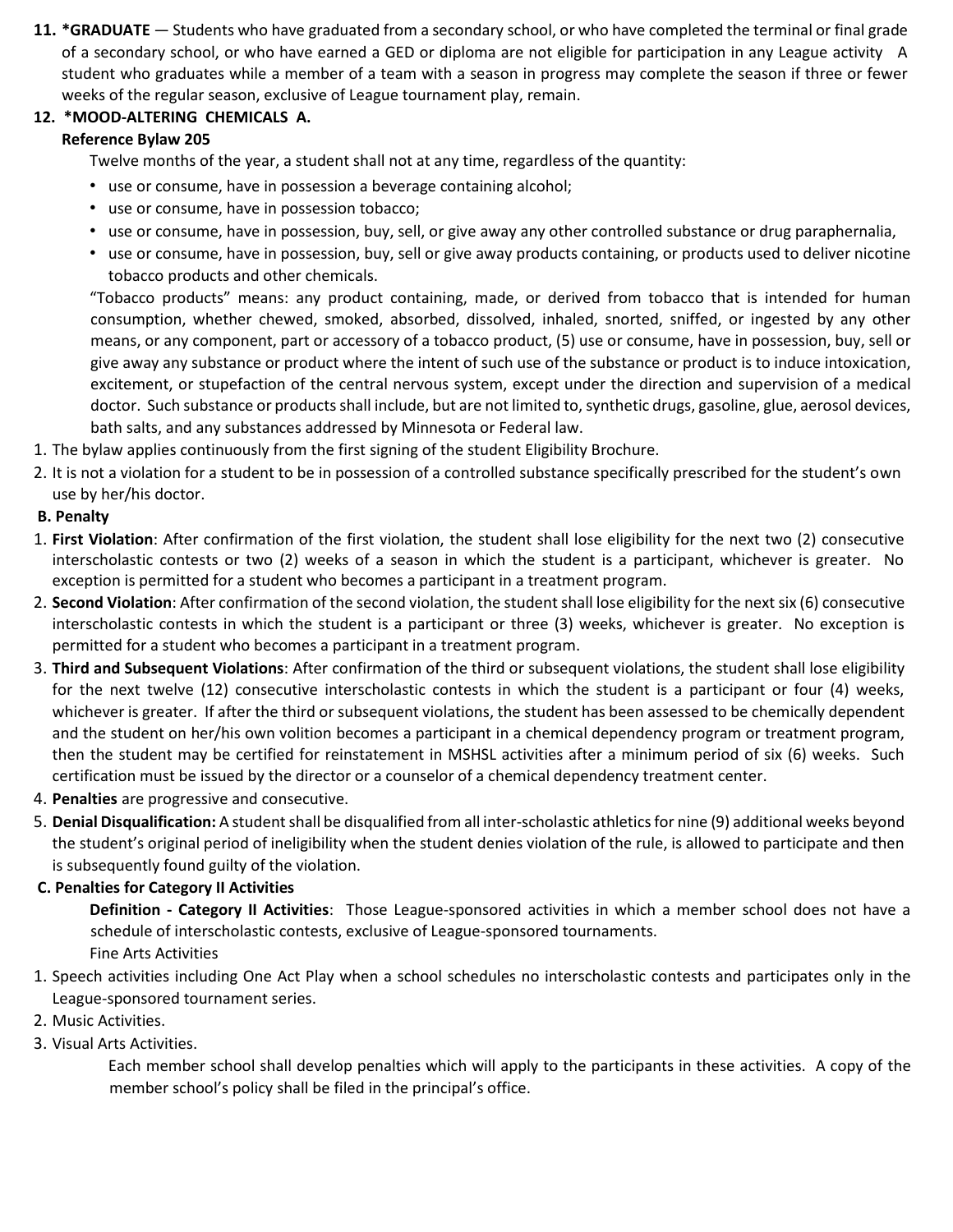11. **\*GRADUATE** — Students who have graduated from a secondary school, or who have completed the terminal or final grade of a secondary school, or who have earned a GED or diploma are not eligible for participation in any League activity A student who graduates while a member of a team with a season in progress may complete the season if three or fewer weeks of the regular season, exclusive of League tournament play, remain.

12. **\*MOOD-ALTERING CHEMICALS A.**

**Reference Bylaw 205**

Twelve months of the year, a student shall not at any time, regardless of the quantity:

- use or consume, have in possession a beverage containing alcohol;
- use or consume, have in possession tobacco;
- use or consume, have in possession, buy, sell, or give away any other controlled substance or drug paraphernalia,
- use or consume, have in possession, buy, sell or give away products containing, or products used to deliver nicotine tobacco products and other chemicals.

"Tobacco products" means: any product containing, made, or derived from tobacco that is intended for human consumption, whether chewed, smoked, absorbed, dissolved, inhaled, snorted, sniffed, or ingested by any other means, or any component, part or accessory of a tobacco product, (5) use or consume, have in possession, buy, sell or give away any substance or product where the intent of such use of the substance or product is to induce intoxication, excitement, or stupefaction of the central nervous system, except under the direction and supervision of a medical doctor. Such substance or products shall include, but are not limited to, synthetic drugs, gasoline, glue, aerosol devices, bath salts, and any substances addressed by Minnesota or Federal law.

1. The bylaw applies continuously from the first signing of the student Eligibility Brochure.
2. It is not a violation for a student to be in possession of a controlled substance specifically prescribed for the student's own use by her/his doctor.

**B. Penalty**

1. **First Violation**: After confirmation of the first violation, the student shall lose eligibility for the next two (2) consecutive interscholastic contests or two (2) weeks of a season in which the student is a participant, whichever is greater. No exception is permitted for a student who becomes a participant in a treatment program.
2. **Second Violation**: After confirmation of the second violation, the student shall lose eligibility for the next six (6) consecutive interscholastic contests in which the student is a participant or three (3) weeks, whichever is greater. No exception is permitted for a student who becomes a participant in a treatment program.
3. **Third and Subsequent Violations**: After confirmation of the third or subsequent violations, the student shall lose eligibility for the next twelve (12) consecutive interscholastic contests in which the student is a participant or four (4) weeks, whichever is greater. If after the third or subsequent violations, the student has been assessed to be chemically dependent and the student on her/his own volition becomes a participant in a chemical dependency program or treatment program, then the student may be certified for reinstatement in MSHSL activities after a minimum period of six (6) weeks. Such certification must be issued by the director or a counselor of a chemical dependency treatment center.
4. **Penalties** are progressive and consecutive.
5. **Denial Disqualification:** A student shall be disqualified from all inter-scholastic athletics for nine (9) additional weeks beyond the student's original period of ineligibility when the student denies violation of the rule, is allowed to participate and then is subsequently found guilty of the violation.

**C. Penalties for Category II Activities**

**Definition - Category II Activities**: Those League-sponsored activities in which a member school does not have a schedule of interscholastic contests, exclusive of League-sponsored tournaments.

Fine Arts Activities

1. Speech activities including One Act Play when a school schedules no interscholastic contests and participates only in the League-sponsored tournament series.
2. Music Activities.
3. Visual Arts Activities.

Each member school shall develop penalties which will apply to the participants in these activities. A copy of the member school's policy shall be filed in the principal's office.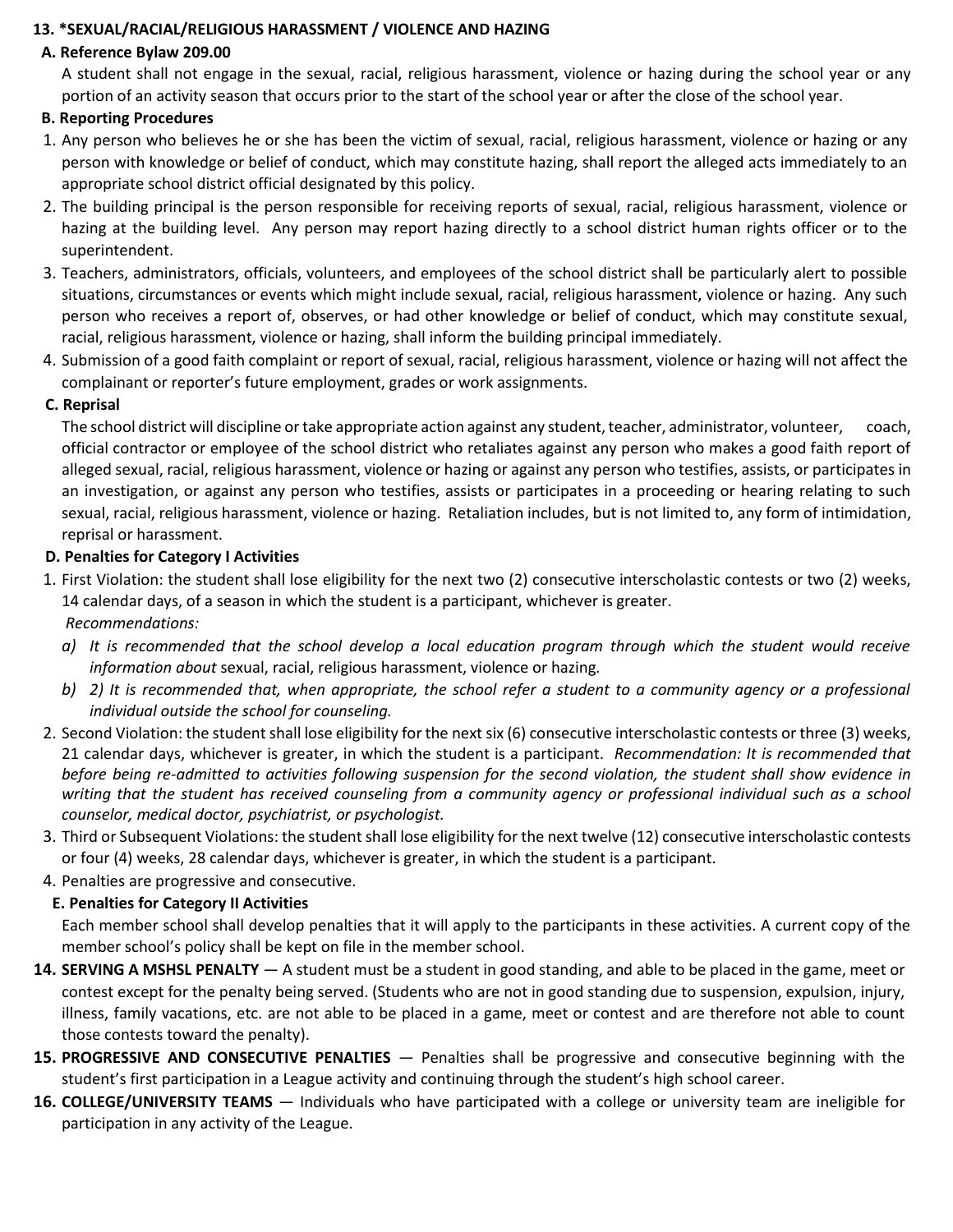**13. *SEXUAL/RACIAL/RELIGIOUS HARASSMENT / VIOLENCE AND HAZING**

**A. Reference Bylaw 209.00**

A student shall not engage in the sexual, racial, religious harassment, violence or hazing during the school year or any portion of an activity season that occurs prior to the start of the school year or after the close of the school year.

**B. Reporting Procedures**

1. Any person who believes he or she has been the victim of sexual, racial, religious harassment, violence or hazing or any person with knowledge or belief of conduct, which may constitute hazing, shall report the alleged acts immediately to an appropriate school district official designated by this policy.
2. The building principal is the person responsible for receiving reports of sexual, racial, religious harassment, violence or hazing at the building level. Any person may report hazing directly to a school district human rights officer or to the superintendent.
3. Teachers, administrators, officials, volunteers, and employees of the school district shall be particularly alert to possible situations, circumstances or events which might include sexual, racial, religious harassment, violence or hazing. Any such person who receives a report of, observes, or had other knowledge or belief of conduct, which may constitute sexual, racial, religious harassment, violence or hazing, shall inform the building principal immediately.
4. Submission of a good faith complaint or report of sexual, racial, religious harassment, violence or hazing will not affect the complainant or reporter's future employment, grades or work assignments.

**C. Reprisal**

The school district will discipline or take appropriate action against any student, teacher, administrator, volunteer, coach, official contractor or employee of the school district who retaliates against any person who makes a good faith report of alleged sexual, racial, religious harassment, violence or hazing or against any person who testifies, assists, or participates in an investigation, or against any person who testifies, assists or participates in a proceeding or hearing relating to such sexual, racial, religious harassment, violence or hazing. Retaliation includes, but is not limited to, any form of intimidation, reprisal or harassment.

**D. Penalties for Category I Activities**

1. First Violation: the student shall lose eligibility for the next two (2) consecutive interscholastic contests or two (2) weeks, 14 calendar days, of a season in which the student is a participant, whichever is greater.
   *Recommendations:*
   a) *It is recommended that the school develop a local education program through which the student would receive information about* sexual, racial, religious harassment, violence or hazing*.*
   b) *2) It is recommended that, when appropriate, the school refer a student to a community agency or a professional individual outside the school for counseling.*
2. Second Violation: the student shall lose eligibility for the next six (6) consecutive interscholastic contests or three (3) weeks, 21 calendar days, whichever is greater, in which the student is a participant. *Recommendation: It is recommended that before being re-admitted to activities following suspension for the second violation, the student shall show evidence in writing that the student has received counseling from a community agency or professional individual such as a school counselor, medical doctor, psychiatrist, or psychologist.*
3. Third or Subsequent Violations: the student shall lose eligibility for the next twelve (12) consecutive interscholastic contests or four (4) weeks, 28 calendar days, whichever is greater, in which the student is a participant.
4. Penalties are progressive and consecutive.

**E. Penalties for Category II Activities**

Each member school shall develop penalties that it will apply to the participants in these activities. A current copy of the member school's policy shall be kept on file in the member school.

**14. SERVING A MSHSL PENALTY** — A student must be a student in good standing, and able to be placed in the game, meet or contest except for the penalty being served. (Students who are not in good standing due to suspension, expulsion, injury, illness, family vacations, etc. are not able to be placed in a game, meet or contest and are therefore not able to count those contests toward the penalty).

**15. PROGRESSIVE AND CONSECUTIVE PENALTIES** — Penalties shall be progressive and consecutive beginning with the student's first participation in a League activity and continuing through the student's high school career.

**16. COLLEGE/UNIVERSITY TEAMS** — Individuals who have participated with a college or university team are ineligible for participation in any activity of the League.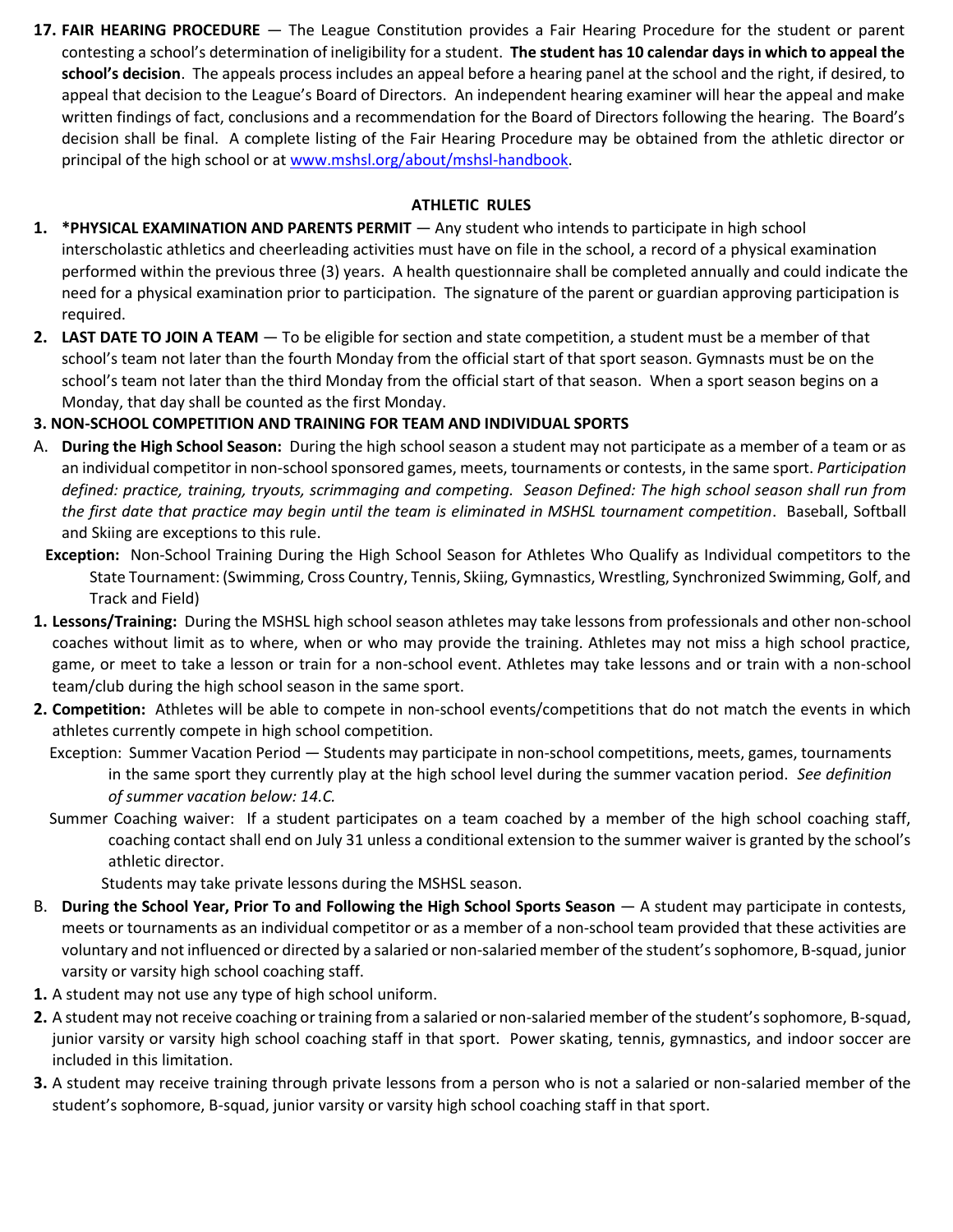**17. FAIR HEARING PROCEDURE** — The League Constitution provides a Fair Hearing Procedure for the student or parent contesting a school's determination of ineligibility for a student. **The student has 10 calendar days in which to appeal the school's decision**. The appeals process includes an appeal before a hearing panel at the school and the right, if desired, to appeal that decision to the League's Board of Directors. An independent hearing examiner will hear the appeal and make written findings of fact, conclusions and a recommendation for the Board of Directors following the hearing. The Board's decision shall be final. A complete listing of the Fair Hearing Procedure may be obtained from the athletic director or principal of the high school or at www.mshsl.org/about/mshsl-handbook.

## ATHLETIC RULES

**1. *PHYSICAL EXAMINATION AND PARENTS PERMIT** — Any student who intends to participate in high school interscholastic athletics and cheerleading activities must have on file in the school, a record of a physical examination performed within the previous three (3) years. A health questionnaire shall be completed annually and could indicate the need for a physical examination prior to participation. The signature of the parent or guardian approving participation is required.

**2. LAST DATE TO JOIN A TEAM** — To be eligible for section and state competition, a student must be a member of that school's team not later than the fourth Monday from the official start of that sport season. Gymnasts must be on the school's team not later than the third Monday from the official start of that season. When a sport season begins on a Monday, that day shall be counted as the first Monday.

**3. NON-SCHOOL COMPETITION AND TRAINING FOR TEAM AND INDIVIDUAL SPORTS**

A. **During the High School Season:** During the high school season a student may not participate as a member of a team or as an individual competitor in non-school sponsored games, meets, tournaments or contests, in the same sport. *Participation defined: practice, training, tryouts, scrimmaging and competing. Season Defined: The high school season shall run from the first date that practice may begin until the team is eliminated in MSHSL tournament competition*. Baseball, Softball and Skiing are exceptions to this rule.

**Exception:** Non-School Training During the High School Season for Athletes Who Qualify as Individual competitors to the State Tournament: (Swimming, Cross Country, Tennis, Skiing, Gymnastics, Wrestling, Synchronized Swimming, Golf, and Track and Field)

**1. Lessons/Training:** During the MSHSL high school season athletes may take lessons from professionals and other non-school coaches without limit as to where, when or who may provide the training. Athletes may not miss a high school practice, game, or meet to take a lesson or train for a non-school event. Athletes may take lessons and or train with a non-school team/club during the high school season in the same sport.

**2. Competition:** Athletes will be able to compete in non-school events/competitions that do not match the events in which athletes currently compete in high school competition.

Exception: Summer Vacation Period — Students may participate in non-school competitions, meets, games, tournaments in the same sport they currently play at the high school level during the summer vacation period. *See definition of summer vacation below: 14.C.*

Summer Coaching waiver: If a student participates on a team coached by a member of the high school coaching staff, coaching contact shall end on July 31 unless a conditional extension to the summer waiver is granted by the school's athletic director.

Students may take private lessons during the MSHSL season.

B. **During the School Year, Prior To and Following the High School Sports Season** — A student may participate in contests, meets or tournaments as an individual competitor or as a member of a non-school team provided that these activities are voluntary and not influenced or directed by a salaried or non-salaried member of the student's sophomore, B-squad, junior varsity or varsity high school coaching staff.

**1.** A student may not use any type of high school uniform.

**2.** A student may not receive coaching or training from a salaried or non-salaried member of the student's sophomore, B-squad, junior varsity or varsity high school coaching staff in that sport. Power skating, tennis, gymnastics, and indoor soccer are included in this limitation.

**3.** A student may receive training through private lessons from a person who is not a salaried or non-salaried member of the student's sophomore, B-squad, junior varsity or varsity high school coaching staff in that sport.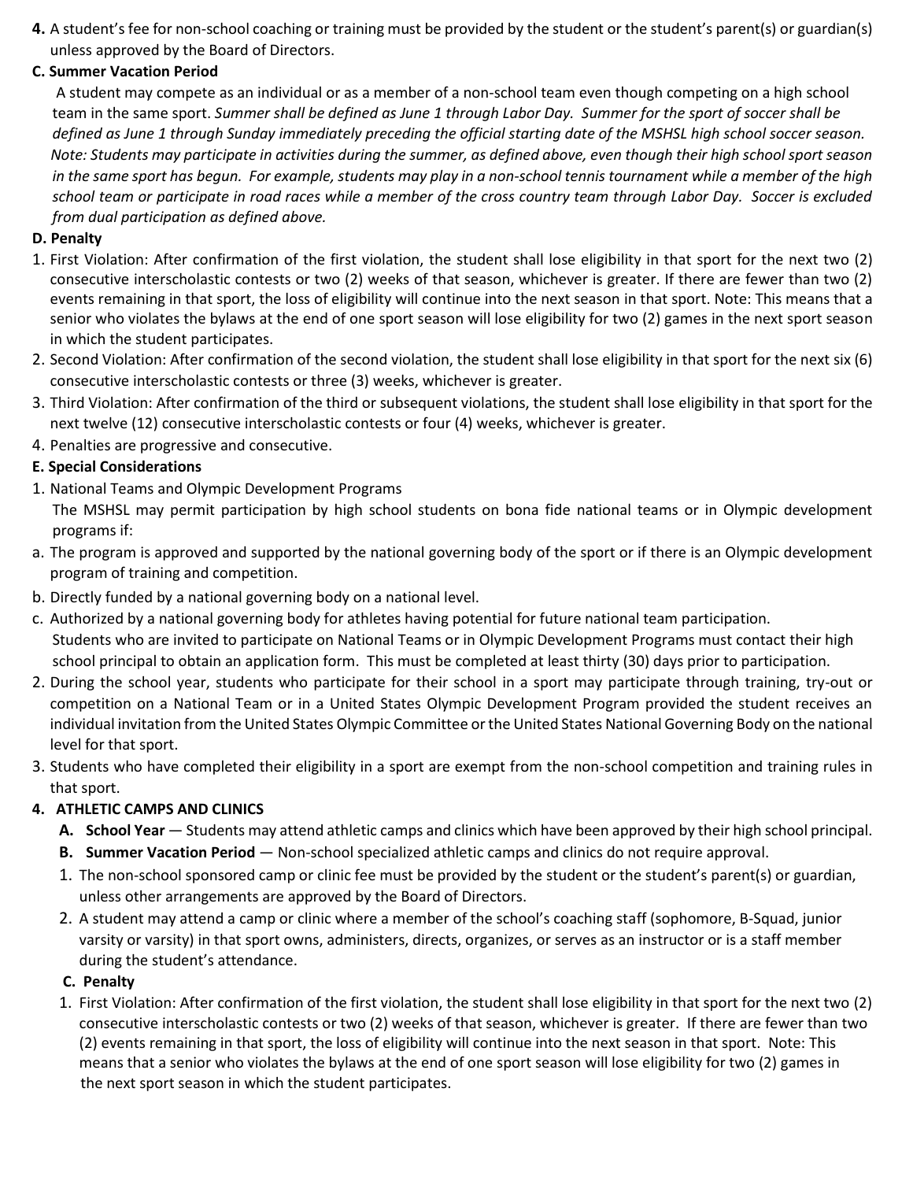**4.** A student's fee for non-school coaching or training must be provided by the student or the student's parent(s) or guardian(s) unless approved by the Board of Directors.

**C. Summer Vacation Period**

A student may compete as an individual or as a member of a non-school team even though competing on a high school team in the same sport. *Summer shall be defined as June 1 through Labor Day. Summer for the sport of soccer shall be defined as June 1 through Sunday immediately preceding the official starting date of the MSHSL high school soccer season. Note: Students may participate in activities during the summer, as defined above, even though their high school sport season in the same sport has begun. For example, students may play in a non-school tennis tournament while a member of the high school team or participate in road races while a member of the cross country team through Labor Day. Soccer is excluded from dual participation as defined above.*

**D. Penalty**

1. First Violation: After confirmation of the first violation, the student shall lose eligibility in that sport for the next two (2) consecutive interscholastic contests or two (2) weeks of that season, whichever is greater. If there are fewer than two (2) events remaining in that sport, the loss of eligibility will continue into the next season in that sport. Note: This means that a senior who violates the bylaws at the end of one sport season will lose eligibility for two (2) games in the next sport season in which the student participates.
2. Second Violation: After confirmation of the second violation, the student shall lose eligibility in that sport for the next six (6) consecutive interscholastic contests or three (3) weeks, whichever is greater.
3. Third Violation: After confirmation of the third or subsequent violations, the student shall lose eligibility in that sport for the next twelve (12) consecutive interscholastic contests or four (4) weeks, whichever is greater.
4. Penalties are progressive and consecutive.

**E. Special Considerations**

1. National Teams and Olympic Development Programs

   The MSHSL may permit participation by high school students on bona fide national teams or in Olympic development programs if:

   a. The program is approved and supported by the national governing body of the sport or if there is an Olympic development program of training and competition.

   b. Directly funded by a national governing body on a national level.

   c. Authorized by a national governing body for athletes having potential for future national team participation.

   Students who are invited to participate on National Teams or in Olympic Development Programs must contact their high school principal to obtain an application form. This must be completed at least thirty (30) days prior to participation.

2. During the school year, students who participate for their school in a sport may participate through training, try-out or competition on a National Team or in a United States Olympic Development Program provided the student receives an individual invitation from the United States Olympic Committee or the United States National Governing Body on the national level for that sport.
3. Students who have completed their eligibility in a sport are exempt from the non-school competition and training rules in that sport.

**4. ATHLETIC CAMPS AND CLINICS**

**A. School Year** — Students may attend athletic camps and clinics which have been approved by their high school principal.

**B. Summer Vacation Period** — Non-school specialized athletic camps and clinics do not require approval.

1. The non-school sponsored camp or clinic fee must be provided by the student or the student's parent(s) or guardian, unless other arrangements are approved by the Board of Directors.
2. A student may attend a camp or clinic where a member of the school's coaching staff (sophomore, B-Squad, junior varsity or varsity) in that sport owns, administers, directs, organizes, or serves as an instructor or is a staff member during the student's attendance.

**C. Penalty**

1. First Violation: After confirmation of the first violation, the student shall lose eligibility in that sport for the next two (2) consecutive interscholastic contests or two (2) weeks of that season, whichever is greater. If there are fewer than two (2) events remaining in that sport, the loss of eligibility will continue into the next season in that sport. Note: This means that a senior who violates the bylaws at the end of one sport season will lose eligibility for two (2) games in the next sport season in which the student participates.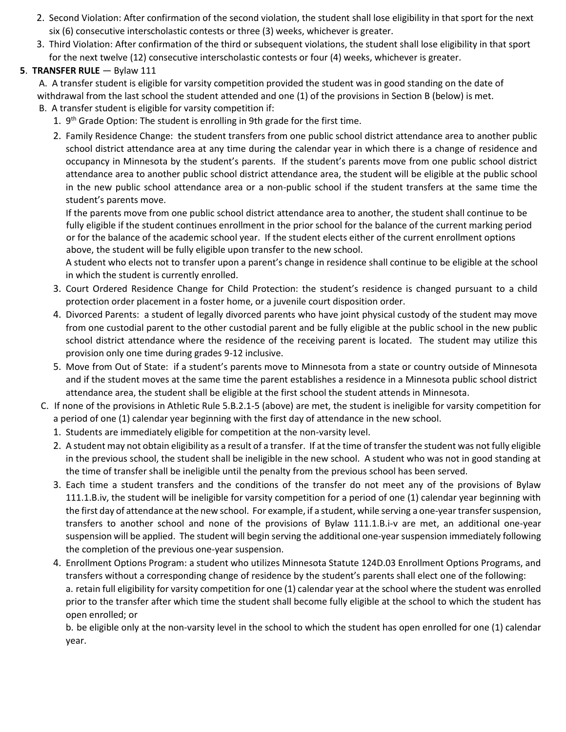2. Second Violation: After confirmation of the second violation, the student shall lose eligibility in that sport for the next six (6) consecutive interscholastic contests or three (3) weeks, whichever is greater.
3. Third Violation: After confirmation of the third or subsequent violations, the student shall lose eligibility in that sport for the next twelve (12) consecutive interscholastic contests or four (4) weeks, whichever is greater.

**5. TRANSFER RULE** — Bylaw 111

A. A transfer student is eligible for varsity competition provided the student was in good standing on the date of withdrawal from the last school the student attended and one (1) of the provisions in Section B (below) is met.

B. A transfer student is eligible for varsity competition if:

1. 9th Grade Option: The student is enrolling in 9th grade for the first time.
2. Family Residence Change: the student transfers from one public school district attendance area to another public school district attendance area at any time during the calendar year in which there is a change of residence and occupancy in Minnesota by the student's parents. If the student's parents move from one public school district attendance area to another public school district attendance area, the student will be eligible at the public school in the new public school attendance area or a non-public school if the student transfers at the same time the student's parents move.

   If the parents move from one public school district attendance area to another, the student shall continue to be fully eligible if the student continues enrollment in the prior school for the balance of the current marking period or for the balance of the academic school year. If the student elects either of the current enrollment options above, the student will be fully eligible upon transfer to the new school.

   A student who elects not to transfer upon a parent's change in residence shall continue to be eligible at the school in which the student is currently enrolled.
3. Court Ordered Residence Change for Child Protection: the student's residence is changed pursuant to a child protection order placement in a foster home, or a juvenile court disposition order.
4. Divorced Parents: a student of legally divorced parents who have joint physical custody of the student may move from one custodial parent to the other custodial parent and be fully eligible at the public school in the new public school district attendance where the residence of the receiving parent is located. The student may utilize this provision only one time during grades 9-12 inclusive.
5. Move from Out of State: if a student's parents move to Minnesota from a state or country outside of Minnesota and if the student moves at the same time the parent establishes a residence in a Minnesota public school district attendance area, the student shall be eligible at the first school the student attends in Minnesota.

C. If none of the provisions in Athletic Rule 5.B.2.1-5 (above) are met, the student is ineligible for varsity competition for a period of one (1) calendar year beginning with the first day of attendance in the new school.

1. Students are immediately eligible for competition at the non-varsity level.
2. A student may not obtain eligibility as a result of a transfer. If at the time of transfer the student was not fully eligible in the previous school, the student shall be ineligible in the new school. A student who was not in good standing at the time of transfer shall be ineligible until the penalty from the previous school has been served.
3. Each time a student transfers and the conditions of the transfer do not meet any of the provisions of Bylaw 111.1.B.iv, the student will be ineligible for varsity competition for a period of one (1) calendar year beginning with the first day of attendance at the new school. For example, if a student, while serving a one-year transfer suspension, transfers to another school and none of the provisions of Bylaw 111.1.B.i-v are met, an additional one-year suspension will be applied. The student will begin serving the additional one-year suspension immediately following the completion of the previous one-year suspension.
4. Enrollment Options Program: a student who utilizes Minnesota Statute 124D.03 Enrollment Options Programs, and transfers without a corresponding change of residence by the student's parents shall elect one of the following:

   a. retain full eligibility for varsity competition for one (1) calendar year at the school where the student was enrolled prior to the transfer after which time the student shall become fully eligible at the school to which the student has open enrolled; or

   b. be eligible only at the non-varsity level in the school to which the student has open enrolled for one (1) calendar year.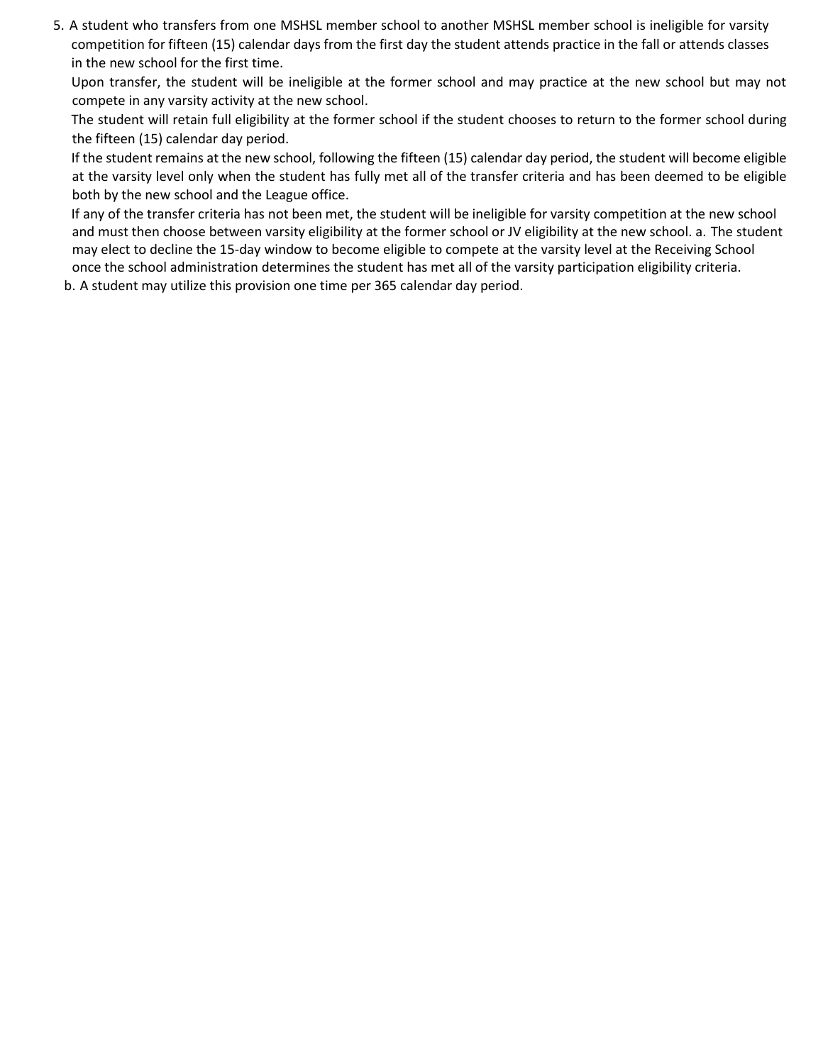5. A student who transfers from one MSHSL member school to another MSHSL member school is ineligible for varsity competition for fifteen (15) calendar days from the first day the student attends practice in the fall or attends classes in the new school for the first time.

   Upon transfer, the student will be ineligible at the former school and may practice at the new school but may not compete in any varsity activity at the new school.

   The student will retain full eligibility at the former school if the student chooses to return to the former school during the fifteen (15) calendar day period.

   If the student remains at the new school, following the fifteen (15) calendar day period, the student will become eligible at the varsity level only when the student has fully met all of the transfer criteria and has been deemed to be eligible both by the new school and the League office.

   If any of the transfer criteria has not been met, the student will be ineligible for varsity competition at the new school and must then choose between varsity eligibility at the former school or JV eligibility at the new school. a. The student may elect to decline the 15-day window to become eligible to compete at the varsity level at the Receiving School once the school administration determines the student has met all of the varsity participation eligibility criteria.

   b. A student may utilize this provision one time per 365 calendar day period.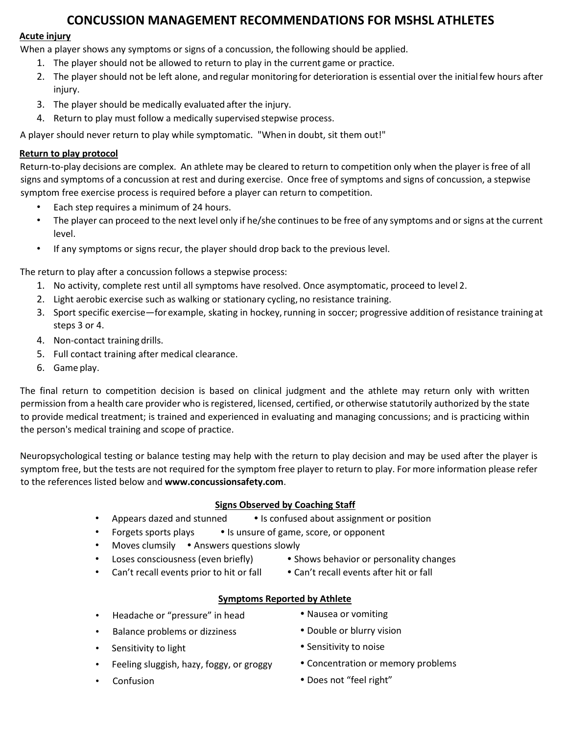# CONCUSSION MANAGEMENT RECOMMENDATIONS FOR MSHSL ATHLETES

**Acute injury**

When a player shows any symptoms or signs of a concussion, the following should be applied.

1. The player should not be allowed to return to play in the current game or practice.
2. The player should not be left alone, and regular monitoring for deterioration is essential over the initial few hours after injury.
3. The player should be medically evaluated after the injury.
4. Return to play must follow a medically supervised stepwise process.

A player should never return to play while symptomatic. "When in doubt, sit them out!"

**Return to play protocol**

Return-to-play decisions are complex. An athlete may be cleared to return to competition only when the player is free of all signs and symptoms of a concussion at rest and during exercise. Once free of symptoms and signs of concussion, a stepwise symptom free exercise process is required before a player can return to competition.

- Each step requires a minimum of 24 hours.
- The player can proceed to the next level only if he/she continues to be free of any symptoms and or signs at the current level.
- If any symptoms or signs recur, the player should drop back to the previous level.

The return to play after a concussion follows a stepwise process:

1. No activity, complete rest until all symptoms have resolved. Once asymptomatic, proceed to level 2.
2. Light aerobic exercise such as walking or stationary cycling, no resistance training.
3. Sport specific exercise—for example, skating in hockey, running in soccer; progressive addition of resistance training at steps 3 or 4.
4. Non-contact training drills.
5. Full contact training after medical clearance.
6. Game play.

The final return to competition decision is based on clinical judgment and the athlete may return only with written permission from a health care provider who is registered, licensed, certified, or otherwise statutorily authorized by the state to provide medical treatment; is trained and experienced in evaluating and managing concussions; and is practicing within the person's medical training and scope of practice.

Neuropsychological testing or balance testing may help with the return to play decision and may be used after the player is symptom free, but the tests are not required for the symptom free player to return to play. For more information please refer to the references listed below and **www.concussionsafety.com**.

**Signs Observed by Coaching Staff**

- Appears dazed and stunned
- Is confused about assignment or position
- Forgets sports plays
- Is unsure of game, score, or opponent
- Moves clumsily
- Answers questions slowly
- Loses consciousness (even briefly)
- Shows behavior or personality changes
- Can't recall events prior to hit or fall
- Can't recall events after hit or fall

**Symptoms Reported by Athlete**

- Headache or "pressure" in head
- Nausea or vomiting
- Balance problems or dizziness
- Double or blurry vision
- Sensitivity to light
- Sensitivity to noise
- Feeling sluggish, hazy, foggy, or groggy
- Concentration or memory problems
- Confusion
- Does not "feel right"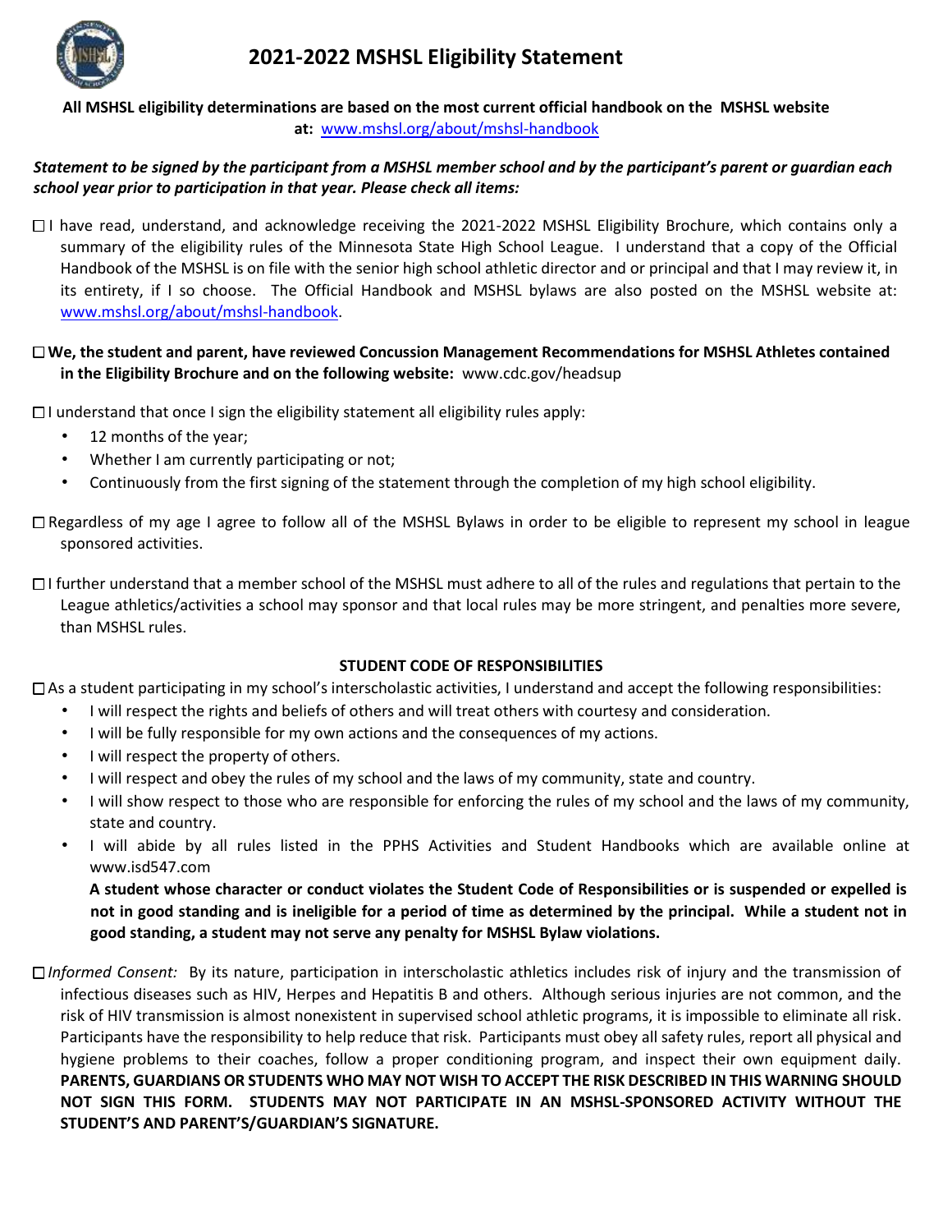# 2021-2022 MSHSL Eligibility Statement

**All MSHSL eligibility determinations are based on the most current official handbook on the MSHSL website at:** www.mshsl.org/about/mshsl-handbook

***Statement to be signed by the participant from a MSHSL member school and by the participant's parent or guardian each school year prior to participation in that year. Please check all items:***

☐ I have read, understand, and acknowledge receiving the 2021-2022 MSHSL Eligibility Brochure, which contains only a summary of the eligibility rules of the Minnesota State High School League. I understand that a copy of the Official Handbook of the MSHSL is on file with the senior high school athletic director and or principal and that I may review it, in its entirety, if I so choose. The Official Handbook and MSHSL bylaws are also posted on the MSHSL website at: www.mshsl.org/about/mshsl-handbook.

☐ **We, the student and parent, have reviewed Concussion Management Recommendations for MSHSL Athletes contained in the Eligibility Brochure and on the following website:** www.cdc.gov/headsup

☐ I understand that once I sign the eligibility statement all eligibility rules apply:

- 12 months of the year;
- Whether I am currently participating or not;
- Continuously from the first signing of the statement through the completion of my high school eligibility.

☐ Regardless of my age I agree to follow all of the MSHSL Bylaws in order to be eligible to represent my school in league sponsored activities.

☐ I further understand that a member school of the MSHSL must adhere to all of the rules and regulations that pertain to the League athletics/activities a school may sponsor and that local rules may be more stringent, and penalties more severe, than MSHSL rules.

**STUDENT CODE OF RESPONSIBILITIES**

☐ As a student participating in my school's interscholastic activities, I understand and accept the following responsibilities:

- I will respect the rights and beliefs of others and will treat others with courtesy and consideration.
- I will be fully responsible for my own actions and the consequences of my actions.
- I will respect the property of others.
- I will respect and obey the rules of my school and the laws of my community, state and country.
- I will show respect to those who are responsible for enforcing the rules of my school and the laws of my community, state and country.
- I will abide by all rules listed in the PPHS Activities and Student Handbooks which are available online at www.isd547.com

**A student whose character or conduct violates the Student Code of Responsibilities or is suspended or expelled is not in good standing and is ineligible for a period of time as determined by the principal. While a student not in good standing, a student may not serve any penalty for MSHSL Bylaw violations.**

☐ *Informed Consent:* By its nature, participation in interscholastic athletics includes risk of injury and the transmission of infectious diseases such as HIV, Herpes and Hepatitis B and others. Although serious injuries are not common, and the risk of HIV transmission is almost nonexistent in supervised school athletic programs, it is impossible to eliminate all risk. Participants have the responsibility to help reduce that risk. Participants must obey all safety rules, report all physical and hygiene problems to their coaches, follow a proper conditioning program, and inspect their own equipment daily. **PARENTS, GUARDIANS OR STUDENTS WHO MAY NOT WISH TO ACCEPT THE RISK DESCRIBED IN THIS WARNING SHOULD NOT SIGN THIS FORM. STUDENTS MAY NOT PARTICIPATE IN AN MSHSL-SPONSORED ACTIVITY WITHOUT THE STUDENT'S AND PARENT'S/GUARDIAN'S SIGNATURE.**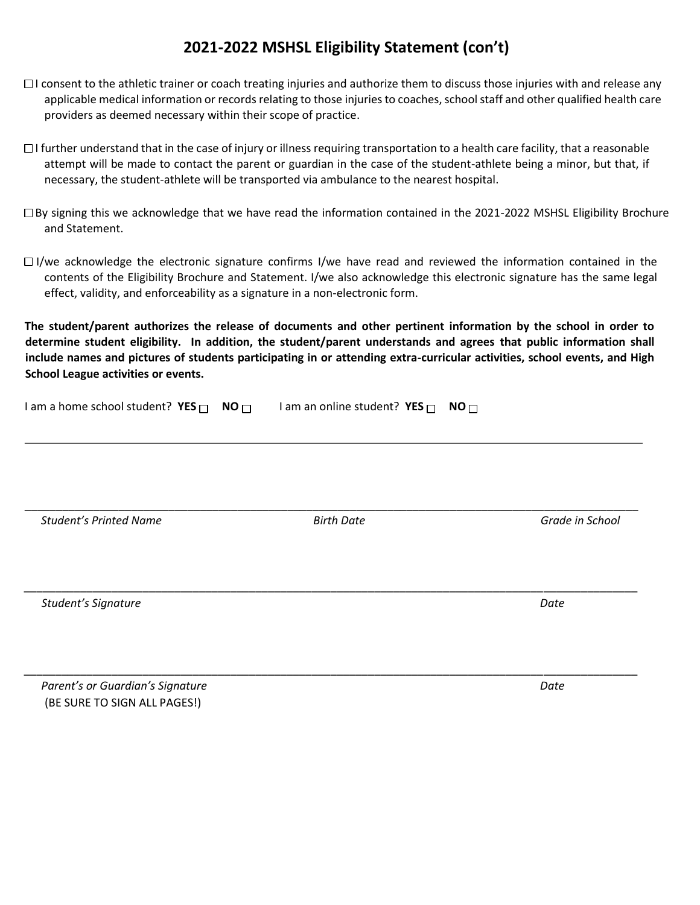# 2021-2022 MSHSL Eligibility Statement (con't)

- ☐ I consent to the athletic trainer or coach treating injuries and authorize them to discuss those injuries with and release any applicable medical information or records relating to those injuries to coaches, school staff and other qualified health care providers as deemed necessary within their scope of practice.

- ☐ I further understand that in the case of injury or illness requiring transportation to a health care facility, that a reasonable attempt will be made to contact the parent or guardian in the case of the student-athlete being a minor, but that, if necessary, the student-athlete will be transported via ambulance to the nearest hospital.

- ☐ By signing this we acknowledge that we have read the information contained in the 2021-2022 MSHSL Eligibility Brochure and Statement.

- ☐ I/we acknowledge the electronic signature confirms I/we have read and reviewed the information contained in the contents of the Eligibility Brochure and Statement. I/we also acknowledge this electronic signature has the same legal effect, validity, and enforceability as a signature in a non-electronic form.

**The student/parent authorizes the release of documents and other pertinent information by the school in order to determine student eligibility. In addition, the student/parent understands and agrees that public information shall include names and pictures of students participating in or attending extra-curricular activities, school events, and High School League activities or events.**

I am a home school student? **YES** ☐ **NO** ☐     I am an online student? **YES** ☐ **NO** ☐

---

______________________________________________________________________________

*Student's Printed Name*     *Birth Date*     *Grade in School*

______________________________________________________________________________

*Student's Signature*     *Date*

______________________________________________________________________________

*Parent's or Guardian's Signature*     *Date*
(BE SURE TO SIGN ALL PAGES!)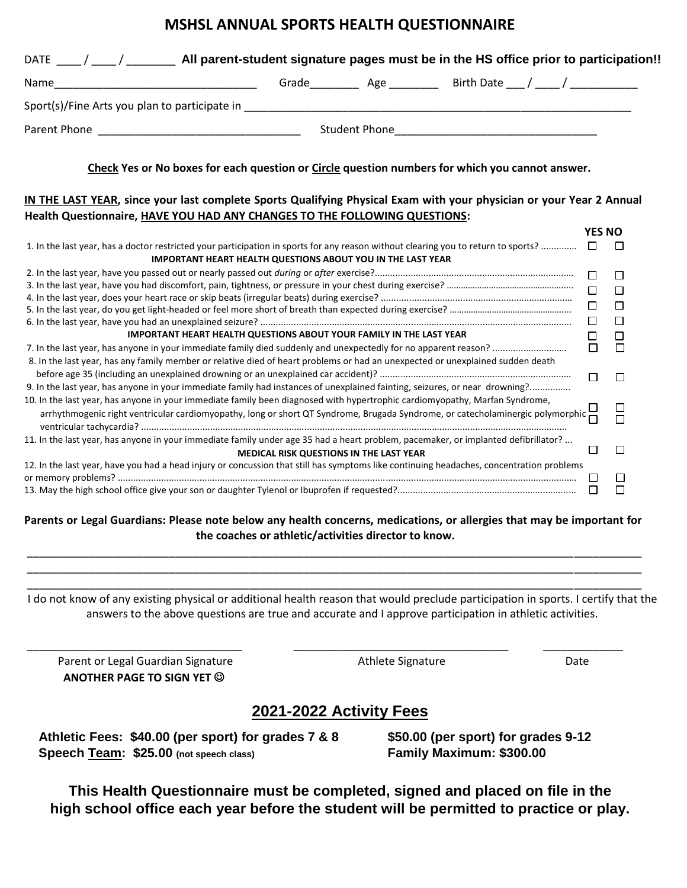# MSHSL ANNUAL SPORTS HEALTH QUESTIONNAIRE

DATE \_\_\_\_ / \_\_\_\_ / \_\_\_\_\_\_\_\_ **All parent-student signature pages must be in the HS office prior to participation!!**

Name\_\_\_\_\_\_\_\_\_\_\_\_\_\_\_\_\_\_\_\_\_\_\_\_\_\_\_\_\_\_\_\_\_\_ Grade\_\_\_\_\_\_\_\_ Age \_\_\_\_\_\_\_\_ Birth Date \_\_\_ / \_\_\_\_ / \_\_\_\_\_\_\_\_\_\_\_

Sport(s)/Fine Arts you plan to participate in \_\_\_\_\_\_\_\_\_\_\_\_\_\_\_\_\_\_\_\_\_\_\_\_\_\_\_\_\_\_\_\_\_\_\_\_\_\_\_\_\_\_\_\_\_\_\_\_\_\_\_\_\_\_\_\_\_\_\_\_\_\_\_\_

Parent Phone \_\_\_\_\_\_\_\_\_\_\_\_\_\_\_\_\_\_\_\_\_\_\_\_\_\_\_\_\_\_\_\_\_ Student Phone\_\_\_\_\_\_\_\_\_\_\_\_\_\_\_\_\_\_\_\_\_\_\_\_\_\_\_\_\_\_\_\_\_

**Check Yes or No boxes for each question or Circle question numbers for which you cannot answer.**

**IN THE LAST YEAR, since your last complete Sports Qualifying Physical Exam with your physician or your Year 2 Annual Health Questionnaire, HAVE YOU HAD ANY CHANGES TO THE FOLLOWING QUESTIONS:**

| | YES | NO |
|---|---|---|
| 1. In the last year, has a doctor restricted your participation in sports for any reason without clearing you to return to sports? | ☐ | ☐ |
| **IMPORTANT HEART HEALTH QUESTIONS ABOUT YOU IN THE LAST YEAR** | | |
| 2. In the last year, have you passed out or nearly passed out *during* or *after* exercise? | ☐ | ☐ |
| 3. In the last year, have you had discomfort, pain, tightness, or pressure in your chest during exercise? | ☐ | ☐ |
| 4. In the last year, does your heart race or skip beats (irregular beats) during exercise? | ☐ | ☐ |
| 5. In the last year, do you get light-headed or feel more short of breath than expected during exercise? | ☐ | ☐ |
| 6. In the last year, have you had an unexplained seizure? | ☐ | ☐ |
| **IMPORTANT HEART HEALTH QUESTIONS ABOUT YOUR FAMILY IN THE LAST YEAR** | ☐ | ☐ |
| 7. In the last year, has anyone in your immediate family died suddenly and unexpectedly for no apparent reason? | ☐ | ☐ |
| 8. In the last year, has any family member or relative died of heart problems or had an unexpected or unexplained sudden death before age 35 (including an unexplained drowning or an unexplained car accident)? | ☐ | ☐ |
| 9. In the last year, has anyone in your immediate family had instances of unexplained fainting, seizures, or near drowning? | | |
| 10. In the last year, has anyone in your immediate family been diagnosed with hypertrophic cardiomyopathy, Marfan Syndrome, arrhythmogenic right ventricular cardiomyopathy, long or short QT Syndrome, Brugada Syndrome, or catecholaminergic polymorphic ventricular tachycardia? | ☐ ☐ | ☐ ☐ |
| 11. In the last year, has anyone in your immediate family under age 35 had a heart problem, pacemaker, or implanted defibrillator? | ☐ | ☐ |
| **MEDICAL RISK QUESTIONS IN THE LAST YEAR** | | |
| 12. In the last year, have you had a head injury or concussion that still has symptoms like continuing headaches, concentration problems or memory problems? | ☐ | ☐ |
| 13. May the high school office give your son or daughter Tylenol or Ibuprofen if requested? | ☐ | ☐ |

**Parents or Legal Guardians: Please note below any health concerns, medications, or allergies that may be important for the coaches or athletic/activities director to know.**

\_\_\_\_\_\_\_\_\_\_\_\_\_\_\_\_\_\_\_\_\_\_\_\_\_\_\_\_\_\_\_\_\_\_\_\_\_\_\_\_\_\_\_\_\_\_\_\_\_\_\_\_\_\_\_\_\_\_\_\_\_\_\_\_\_\_\_\_\_\_\_\_\_\_\_\_\_\_\_\_\_\_\_\_\_\_\_\_\_\_\_\_\_\_

\_\_\_\_\_\_\_\_\_\_\_\_\_\_\_\_\_\_\_\_\_\_\_\_\_\_\_\_\_\_\_\_\_\_\_\_\_\_\_\_\_\_\_\_\_\_\_\_\_\_\_\_\_\_\_\_\_\_\_\_\_\_\_\_\_\_\_\_\_\_\_\_\_\_\_\_\_\_\_\_\_\_\_\_\_\_\_\_\_\_\_\_\_\_

\_\_\_\_\_\_\_\_\_\_\_\_\_\_\_\_\_\_\_\_\_\_\_\_\_\_\_\_\_\_\_\_\_\_\_\_\_\_\_\_\_\_\_\_\_\_\_\_\_\_\_\_\_\_\_\_\_\_\_\_\_\_\_\_\_\_\_\_\_\_\_\_\_\_\_\_\_\_\_\_\_\_\_\_\_\_\_\_\_\_\_\_\_\_

I do not know of any existing physical or additional health reason that would preclude participation in sports. I certify that the answers to the above questions are true and accurate and I approve participation in athletic activities.

\_\_\_\_\_\_\_\_\_\_\_\_\_\_\_\_\_\_\_\_\_\_\_\_\_\_\_\_\_\_\_\_\_\_ \_\_\_\_\_\_\_\_\_\_\_\_\_\_\_\_\_\_\_\_\_\_\_\_\_\_\_\_\_\_\_\_\_\_ \_\_\_\_\_\_\_\_\_\_\_\_

Parent or Legal Guardian Signature — Athlete Signature — Date

**ANOTHER PAGE TO SIGN YET ☺**

## 2021-2022 Activity Fees

**Athletic Fees: $40.00 (per sport) for grades 7 & 8** — **$50.00 (per sport) for grades 9-12**

**Speech Team: $25.00 (not speech class)** — **Family Maximum: $300.00**

**This Health Questionnaire must be completed, signed and placed on file in the high school office each year before the student will be permitted to practice or play.**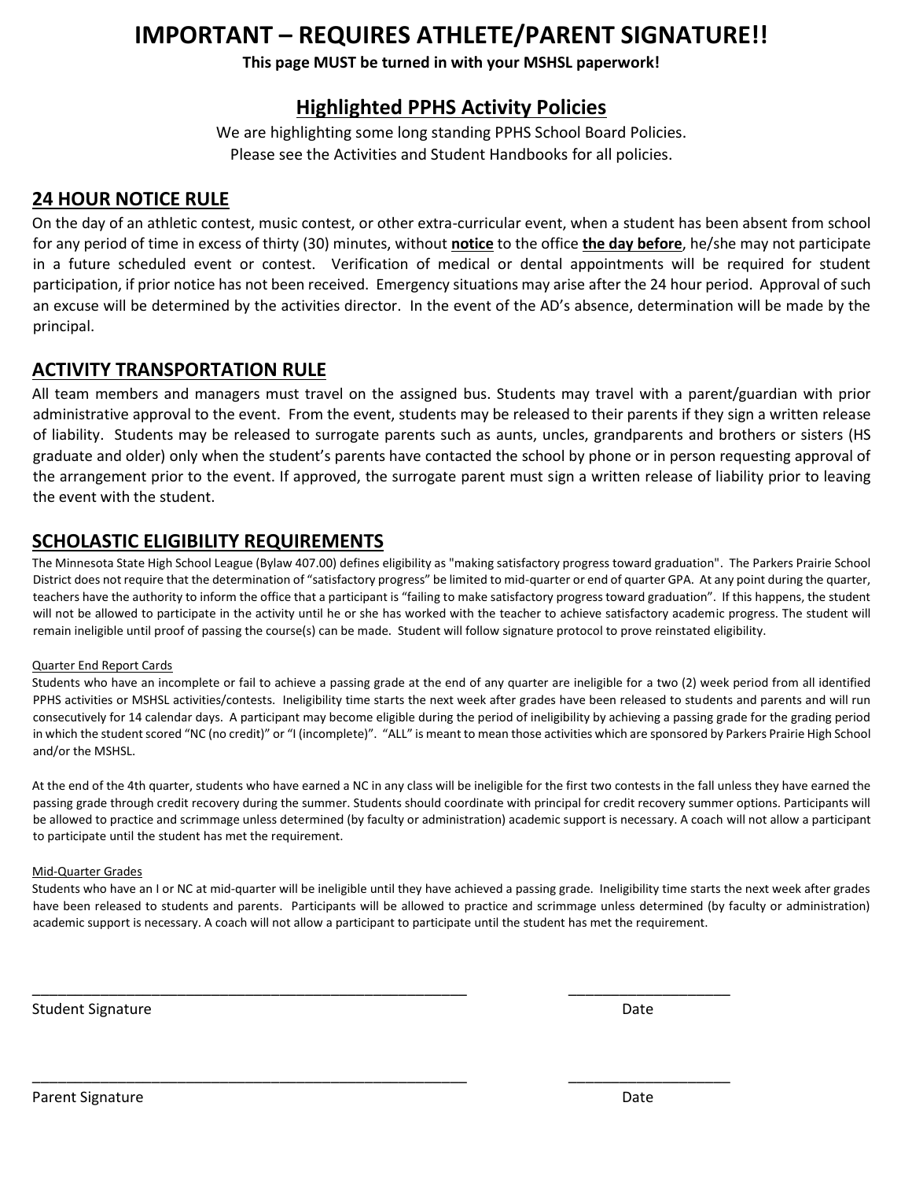# IMPORTANT – REQUIRES ATHLETE/PARENT SIGNATURE!!

**This page MUST be turned in with your MSHSL paperwork!**

## Highlighted PPHS Activity Policies

We are highlighting some long standing PPHS School Board Policies.
Please see the Activities and Student Handbooks for all policies.

## 24 HOUR NOTICE RULE

On the day of an athletic contest, music contest, or other extra-curricular event, when a student has been absent from school for any period of time in excess of thirty (30) minutes, without **notice** to the office **the day before**, he/she may not participate in a future scheduled event or contest. Verification of medical or dental appointments will be required for student participation, if prior notice has not been received. Emergency situations may arise after the 24 hour period. Approval of such an excuse will be determined by the activities director. In the event of the AD's absence, determination will be made by the principal.

## ACTIVITY TRANSPORTATION RULE

All team members and managers must travel on the assigned bus. Students may travel with a parent/guardian with prior administrative approval to the event. From the event, students may be released to their parents if they sign a written release of liability. Students may be released to surrogate parents such as aunts, uncles, grandparents and brothers or sisters (HS graduate and older) only when the student's parents have contacted the school by phone or in person requesting approval of the arrangement prior to the event. If approved, the surrogate parent must sign a written release of liability prior to leaving the event with the student.

## SCHOLASTIC ELIGIBILITY REQUIREMENTS

The Minnesota State High School League (Bylaw 407.00) defines eligibility as "making satisfactory progress toward graduation". The Parkers Prairie School District does not require that the determination of "satisfactory progress" be limited to mid-quarter or end of quarter GPA. At any point during the quarter, teachers have the authority to inform the office that a participant is "failing to make satisfactory progress toward graduation". If this happens, the student will not be allowed to participate in the activity until he or she has worked with the teacher to achieve satisfactory academic progress. The student will remain ineligible until proof of passing the course(s) can be made. Student will follow signature protocol to prove reinstated eligibility.

Quarter End Report Cards

Students who have an incomplete or fail to achieve a passing grade at the end of any quarter are ineligible for a two (2) week period from all identified PPHS activities or MSHSL activities/contests. Ineligibility time starts the next week after grades have been released to students and parents and will run consecutively for 14 calendar days. A participant may become eligible during the period of ineligibility by achieving a passing grade for the grading period in which the student scored "NC (no credit)" or "I (incomplete)". "ALL" is meant to mean those activities which are sponsored by Parkers Prairie High School and/or the MSHSL.

At the end of the 4th quarter, students who have earned a NC in any class will be ineligible for the first two contests in the fall unless they have earned the passing grade through credit recovery during the summer. Students should coordinate with principal for credit recovery summer options. Participants will be allowed to practice and scrimmage unless determined (by faculty or administration) academic support is necessary. A coach will not allow a participant to participate until the student has met the requirement.

Mid-Quarter Grades

Students who have an I or NC at mid-quarter will be ineligible until they have achieved a passing grade. Ineligibility time starts the next week after grades have been released to students and parents. Participants will be allowed to practice and scrimmage unless determined (by faculty or administration) academic support is necessary. A coach will not allow a participant to participate until the student has met the requirement.

\_\_\_\_\_\_\_\_\_\_\_\_\_\_\_\_\_\_\_\_\_\_\_\_\_\_\_\_\_\_\_\_\_\_\_\_\_\_\_\_\_\_\_\_\_\_ \_\_\_\_\_\_\_\_\_\_\_\_\_\_\_\_\_\_

Student Signature Date

\_\_\_\_\_\_\_\_\_\_\_\_\_\_\_\_\_\_\_\_\_\_\_\_\_\_\_\_\_\_\_\_\_\_\_\_\_\_\_\_\_\_\_\_\_\_ \_\_\_\_\_\_\_\_\_\_\_\_\_\_\_\_\_\_

Parent Signature Date